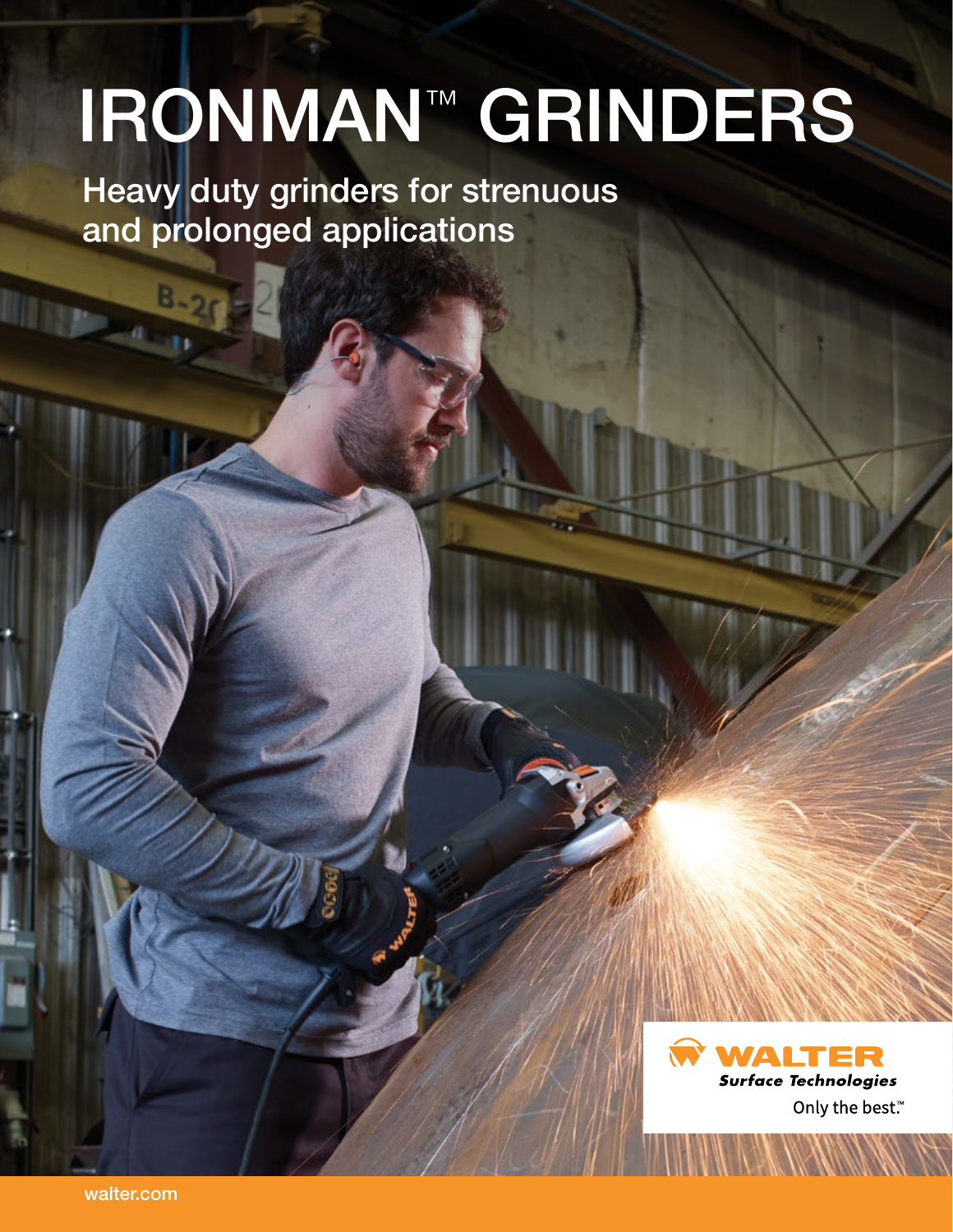# IRONMAN™ GRINDERS

## Heavy duty grinders for strenuous and prolonged applications

WALTER Surface Technologies

Only the best.™

walter.com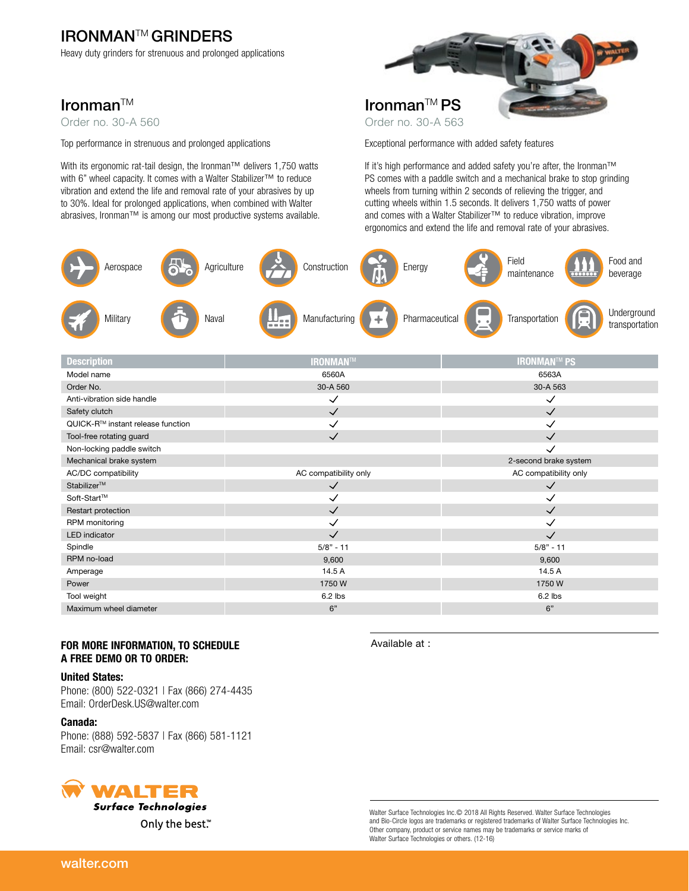# IRONMAN™ GRINDERS

Heavy duty grinders for strenuous and prolonged applications

## Ironman™

Order no. 30-A 560

Top performance in strenuous and prolonged applications

With its ergonomic rat-tail design, the Ironman™ delivers 1,750 watts with 6" wheel capacity. It comes with a Walter Stabilizer™ to reduce vibration and extend the life and removal rate of your abrasives by up to 30%. Ideal for prolonged applications, when combined with Walter abrasives, Ironman™ is among our most productive systems available.

## Ironman™ PS

Order no. 30-A 563

Exceptional performance with added safety features

If it's high performance and added safety you're after, the Ironman™ PS comes with a paddle switch and a mechanical brake to stop grinding wheels from turning within 2 seconds of relieving the trigger, and cutting wheels within 1.5 seconds. It delivers 1,750 watts of power and comes with a Walter Stabilizer™ to reduce vibration, improve ergonomics and extend the life and removal rate of your abrasives.

Aerospace
Agriculture
Construction
Energy
Field maintenance
Food and beverage
Military
Naval
Manufacturing
Pharmaceutical
Transportation
Underground transportation

| Description | IRONMAN™ | IRONMAN™ PS |
|---|---|---|
| Model name | 6560A | 6563A |
| Order No. | 30-A 560 | 30-A 563 |
| Anti-vibration side handle | ✓ | ✓ |
| Safety clutch | ✓ | ✓ |
| QUICK-R™ instant release function | ✓ | ✓ |
| Tool-free rotating guard | ✓ | ✓ |
| Non-locking paddle switch | | ✓ |
| Mechanical brake system | | 2-second brake system |
| AC/DC compatibility | AC compatibility only | AC compatibility only |
| Stabilizer™ | ✓ | ✓ |
| Soft-Start™ | ✓ | ✓ |
| Restart protection | ✓ | ✓ |
| RPM monitoring | ✓ | ✓ |
| LED indicator | ✓ | ✓ |
| Spindle | 5/8" - 11 | 5/8" - 11 |
| RPM no-load | 9,600 | 9,600 |
| Amperage | 14.5 A | 14.5 A |
| Power | 1750 W | 1750 W |
| Tool weight | 6.2 lbs | 6.2 lbs |
| Maximum wheel diameter | 6" | 6" |

**FOR MORE INFORMATION, TO SCHEDULE A FREE DEMO OR TO ORDER:**

**United States:**
Phone: (800) 522-0321 | Fax (866) 274-4435
Email: OrderDesk.US@walter.com

**Canada:**
Phone: (888) 592-5837 | Fax (866) 581-1121
Email: csr@walter.com

Available at :

WALTER Surface Technologies
Only the best.™

Walter Surface Technologies Inc.© 2018 All Rights Reserved. Walter Surface Technologies and Bio-Circle logos are trademarks or registered trademarks of Walter Surface Technologies Inc. Other company, product or service names may be trademarks or service marks of Walter Surface Technologies or others. (12-16)

walter.com